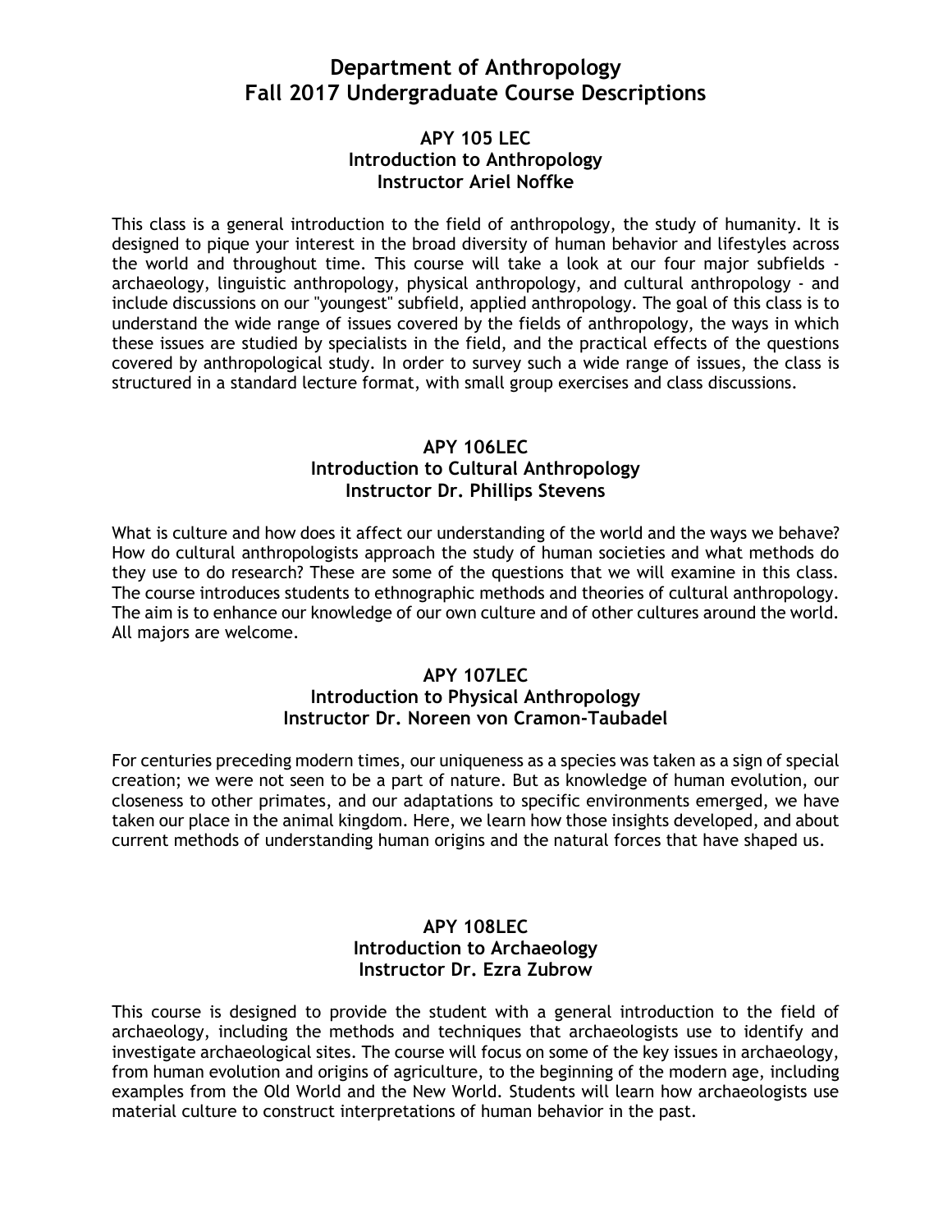# Department of Anthropology
# Fall 2017 Undergraduate Course Descriptions

### APY 105 LEC
### Introduction to Anthropology
### Instructor Ariel Noffke

This class is a general introduction to the field of anthropology, the study of humanity. It is designed to pique your interest in the broad diversity of human behavior and lifestyles across the world and throughout time. This course will take a look at our four major subfields - archaeology, linguistic anthropology, physical anthropology, and cultural anthropology - and include discussions on our "youngest" subfield, applied anthropology. The goal of this class is to understand the wide range of issues covered by the fields of anthropology, the ways in which these issues are studied by specialists in the field, and the practical effects of the questions covered by anthropological study. In order to survey such a wide range of issues, the class is structured in a standard lecture format, with small group exercises and class discussions.

### APY 106LEC
### Introduction to Cultural Anthropology
### Instructor Dr. Phillips Stevens

What is culture and how does it affect our understanding of the world and the ways we behave? How do cultural anthropologists approach the study of human societies and what methods do they use to do research? These are some of the questions that we will examine in this class. The course introduces students to ethnographic methods and theories of cultural anthropology. The aim is to enhance our knowledge of our own culture and of other cultures around the world. All majors are welcome.

### APY 107LEC
### Introduction to Physical Anthropology
### Instructor Dr. Noreen von Cramon-Taubadel

For centuries preceding modern times, our uniqueness as a species was taken as a sign of special creation; we were not seen to be a part of nature. But as knowledge of human evolution, our closeness to other primates, and our adaptations to specific environments emerged, we have taken our place in the animal kingdom. Here, we learn how those insights developed, and about current methods of understanding human origins and the natural forces that have shaped us.

### APY 108LEC
### Introduction to Archaeology
### Instructor Dr. Ezra Zubrow

This course is designed to provide the student with a general introduction to the field of archaeology, including the methods and techniques that archaeologists use to identify and investigate archaeological sites. The course will focus on some of the key issues in archaeology, from human evolution and origins of agriculture, to the beginning of the modern age, including examples from the Old World and the New World. Students will learn how archaeologists use material culture to construct interpretations of human behavior in the past.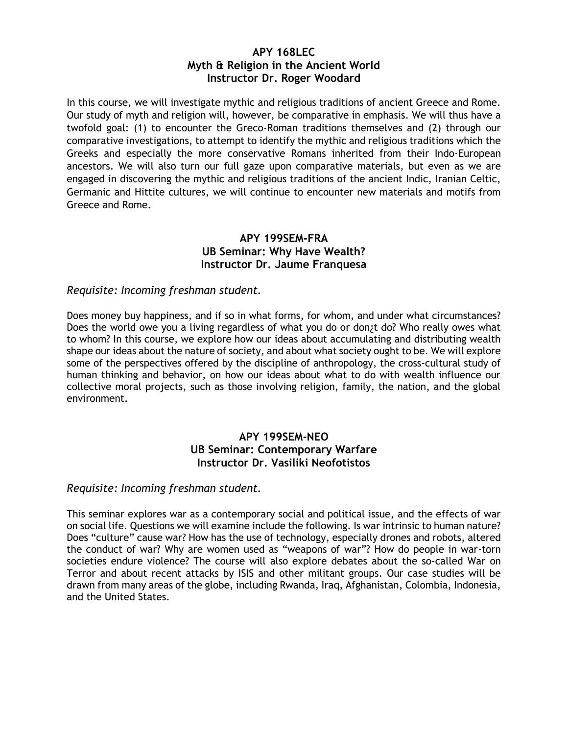### APY 168LEC
### Myth & Religion in the Ancient World
### Instructor Dr. Roger Woodard

In this course, we will investigate mythic and religious traditions of ancient Greece and Rome. Our study of myth and religion will, however, be comparative in emphasis. We will thus have a twofold goal: (1) to encounter the Greco-Roman traditions themselves and (2) through our comparative investigations, to attempt to identify the mythic and religious traditions which the Greeks and especially the more conservative Romans inherited from their Indo-European ancestors. We will also turn our full gaze upon comparative materials, but even as we are engaged in discovering the mythic and religious traditions of the ancient Indic, Iranian Celtic, Germanic and Hittite cultures, we will continue to encounter new materials and motifs from Greece and Rome.

### APY 199SEM-FRA
### UB Seminar: Why Have Wealth?
### Instructor Dr. Jaume Franquesa

*Requisite: Incoming freshman student.*

Does money buy happiness, and if so in what forms, for whom, and under what circumstances? Does the world owe you a living regardless of what you do or don¿t do? Who really owes what to whom? In this course, we explore how our ideas about accumulating and distributing wealth shape our ideas about the nature of society, and about what society ought to be. We will explore some of the perspectives offered by the discipline of anthropology, the cross-cultural study of human thinking and behavior, on how our ideas about what to do with wealth influence our collective moral projects, such as those involving religion, family, the nation, and the global environment.

### APY 199SEM-NEO
### UB Seminar: Contemporary Warfare
### Instructor Dr. Vasiliki Neofotistos

*Requisite: Incoming freshman student.*

This seminar explores war as a contemporary social and political issue, and the effects of war on social life. Questions we will examine include the following. Is war intrinsic to human nature? Does "culture" cause war? How has the use of technology, especially drones and robots, altered the conduct of war? Why are women used as "weapons of war"? How do people in war-torn societies endure violence? The course will also explore debates about the so-called War on Terror and about recent attacks by ISIS and other militant groups. Our case studies will be drawn from many areas of the globe, including Rwanda, Iraq, Afghanistan, Colombia, Indonesia, and the United States.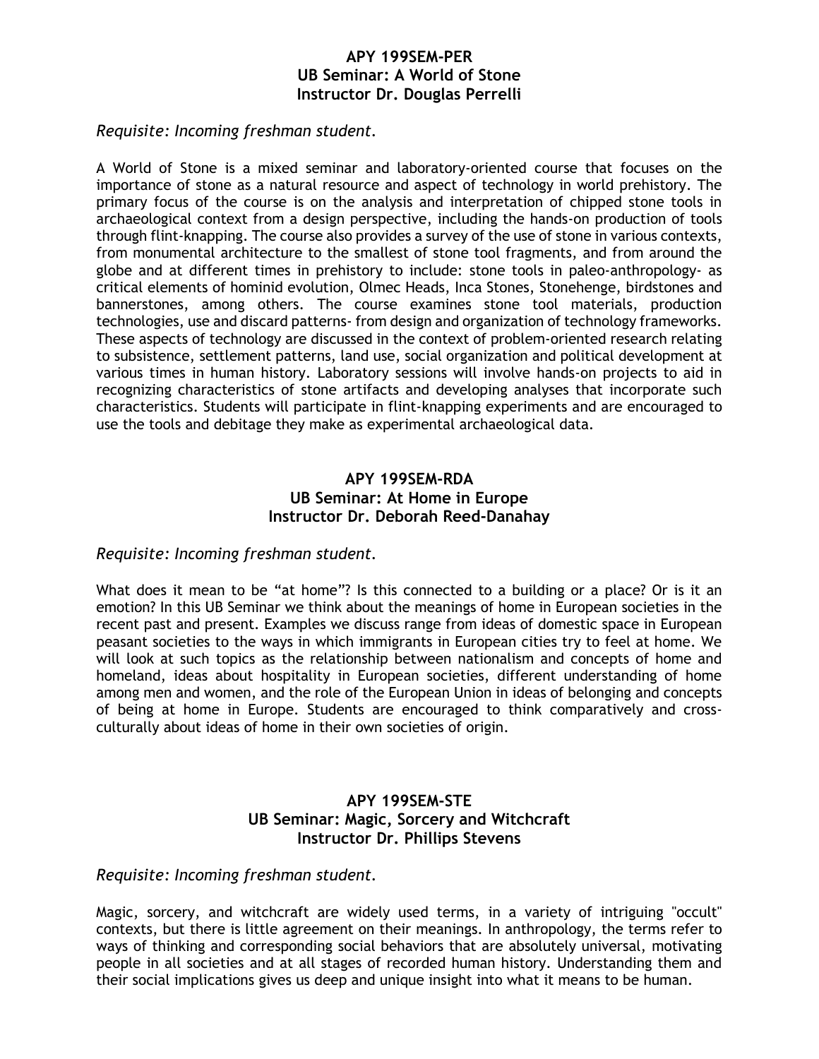**APY 199SEM-PER**
**UB Seminar: A World of Stone**
**Instructor Dr. Douglas Perrelli**

*Requisite: Incoming freshman student.*

A World of Stone is a mixed seminar and laboratory-oriented course that focuses on the importance of stone as a natural resource and aspect of technology in world prehistory. The primary focus of the course is on the analysis and interpretation of chipped stone tools in archaeological context from a design perspective, including the hands-on production of tools through flint-knapping. The course also provides a survey of the use of stone in various contexts, from monumental architecture to the smallest of stone tool fragments, and from around the globe and at different times in prehistory to include: stone tools in paleo-anthropology- as critical elements of hominid evolution, Olmec Heads, Inca Stones, Stonehenge, birdstones and bannerstones, among others. The course examines stone tool materials, production technologies, use and discard patterns- from design and organization of technology frameworks. These aspects of technology are discussed in the context of problem-oriented research relating to subsistence, settlement patterns, land use, social organization and political development at various times in human history. Laboratory sessions will involve hands-on projects to aid in recognizing characteristics of stone artifacts and developing analyses that incorporate such characteristics. Students will participate in flint-knapping experiments and are encouraged to use the tools and debitage they make as experimental archaeological data.

**APY 199SEM-RDA**
**UB Seminar: At Home in Europe**
**Instructor Dr. Deborah Reed-Danahay**

*Requisite: Incoming freshman student.*

What does it mean to be “at home”? Is this connected to a building or a place? Or is it an emotion? In this UB Seminar we think about the meanings of home in European societies in the recent past and present. Examples we discuss range from ideas of domestic space in European peasant societies to the ways in which immigrants in European cities try to feel at home. We will look at such topics as the relationship between nationalism and concepts of home and homeland, ideas about hospitality in European societies, different understanding of home among men and women, and the role of the European Union in ideas of belonging and concepts of being at home in Europe. Students are encouraged to think comparatively and cross-culturally about ideas of home in their own societies of origin.

**APY 199SEM-STE**
**UB Seminar: Magic, Sorcery and Witchcraft**
**Instructor Dr. Phillips Stevens**

*Requisite: Incoming freshman student.*

Magic, sorcery, and witchcraft are widely used terms, in a variety of intriguing "occult" contexts, but there is little agreement on their meanings. In anthropology, the terms refer to ways of thinking and corresponding social behaviors that are absolutely universal, motivating people in all societies and at all stages of recorded human history. Understanding them and their social implications gives us deep and unique insight into what it means to be human.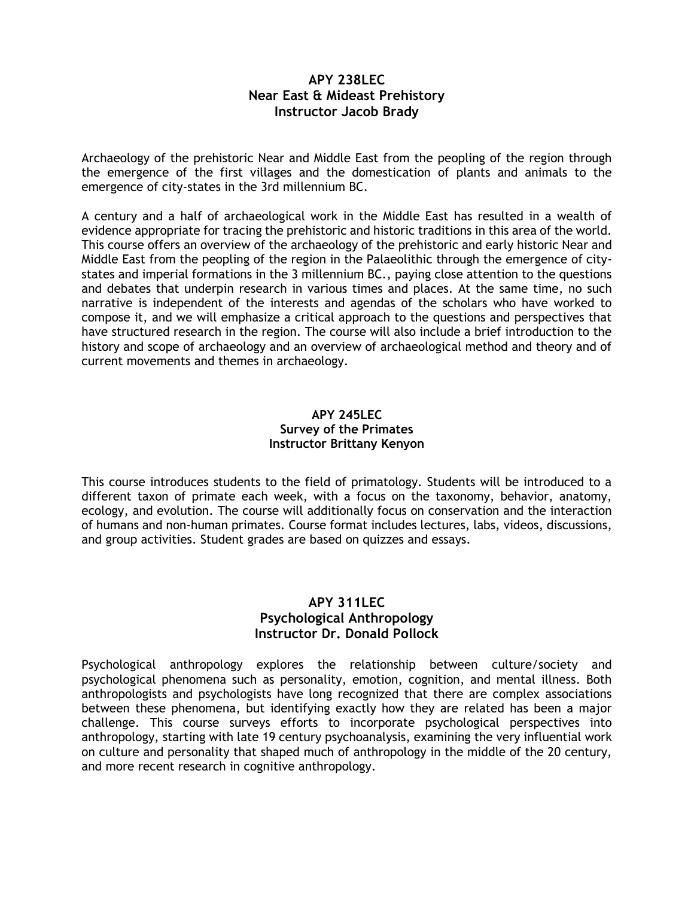**APY 238LEC**
**Near East & Mideast Prehistory**
**Instructor Jacob Brady**

Archaeology of the prehistoric Near and Middle East from the peopling of the region through the emergence of the first villages and the domestication of plants and animals to the emergence of city-states in the 3rd millennium BC.

A century and a half of archaeological work in the Middle East has resulted in a wealth of evidence appropriate for tracing the prehistoric and historic traditions in this area of the world. This course offers an overview of the archaeology of the prehistoric and early historic Near and Middle East from the peopling of the region in the Palaeolithic through the emergence of city-states and imperial formations in the 3 millennium BC., paying close attention to the questions and debates that underpin research in various times and places. At the same time, no such narrative is independent of the interests and agendas of the scholars who have worked to compose it, and we will emphasize a critical approach to the questions and perspectives that have structured research in the region. The course will also include a brief introduction to the history and scope of archaeology and an overview of archaeological method and theory and of current movements and themes in archaeology.

**APY 245LEC**
**Survey of the Primates**
**Instructor Brittany Kenyon**

This course introduces students to the field of primatology. Students will be introduced to a different taxon of primate each week, with a focus on the taxonomy, behavior, anatomy, ecology, and evolution. The course will additionally focus on conservation and the interaction of humans and non-human primates. Course format includes lectures, labs, videos, discussions, and group activities. Student grades are based on quizzes and essays.

**APY 311LEC**
**Psychological Anthropology**
**Instructor Dr. Donald Pollock**

Psychological anthropology explores the relationship between culture/society and psychological phenomena such as personality, emotion, cognition, and mental illness. Both anthropologists and psychologists have long recognized that there are complex associations between these phenomena, but identifying exactly how they are related has been a major challenge. This course surveys efforts to incorporate psychological perspectives into anthropology, starting with late 19 century psychoanalysis, examining the very influential work on culture and personality that shaped much of anthropology in the middle of the 20 century, and more recent research in cognitive anthropology.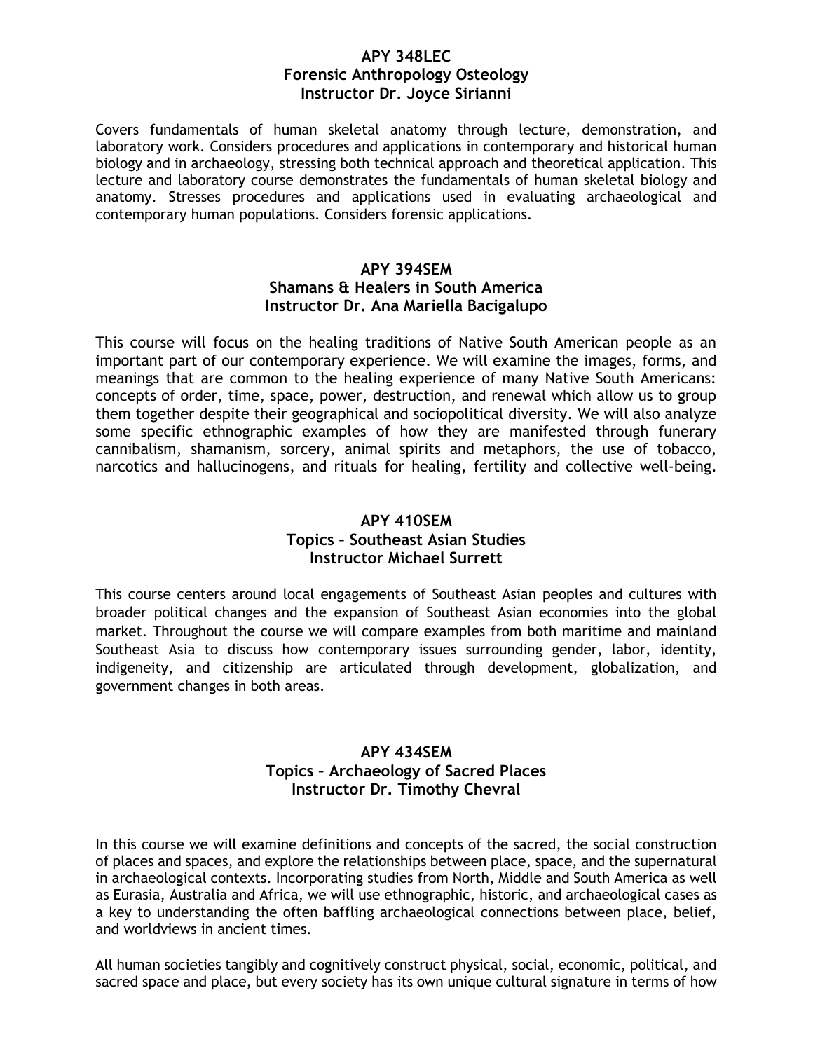**APY 348LEC**
**Forensic Anthropology Osteology**
**Instructor Dr. Joyce Sirianni**

Covers fundamentals of human skeletal anatomy through lecture, demonstration, and laboratory work. Considers procedures and applications in contemporary and historical human biology and in archaeology, stressing both technical approach and theoretical application. This lecture and laboratory course demonstrates the fundamentals of human skeletal biology and anatomy. Stresses procedures and applications used in evaluating archaeological and contemporary human populations. Considers forensic applications.

**APY 394SEM**
**Shamans & Healers in South America**
**Instructor Dr. Ana Mariella Bacigalupo**

This course will focus on the healing traditions of Native South American people as an important part of our contemporary experience. We will examine the images, forms, and meanings that are common to the healing experience of many Native South Americans: concepts of order, time, space, power, destruction, and renewal which allow us to group them together despite their geographical and sociopolitical diversity. We will also analyze some specific ethnographic examples of how they are manifested through funerary cannibalism, shamanism, sorcery, animal spirits and metaphors, the use of tobacco, narcotics and hallucinogens, and rituals for healing, fertility and collective well-being.

**APY 410SEM**
**Topics – Southeast Asian Studies**
**Instructor Michael Surrett**

This course centers around local engagements of Southeast Asian peoples and cultures with broader political changes and the expansion of Southeast Asian economies into the global market. Throughout the course we will compare examples from both maritime and mainland Southeast Asia to discuss how contemporary issues surrounding gender, labor, identity, indigeneity, and citizenship are articulated through development, globalization, and government changes in both areas.

**APY 434SEM**
**Topics – Archaeology of Sacred Places**
**Instructor Dr. Timothy Chevral**

In this course we will examine definitions and concepts of the sacred, the social construction of places and spaces, and explore the relationships between place, space, and the supernatural in archaeological contexts. Incorporating studies from North, Middle and South America as well as Eurasia, Australia and Africa, we will use ethnographic, historic, and archaeological cases as a key to understanding the often baffling archaeological connections between place, belief, and worldviews in ancient times.

All human societies tangibly and cognitively construct physical, social, economic, political, and sacred space and place, but every society has its own unique cultural signature in terms of how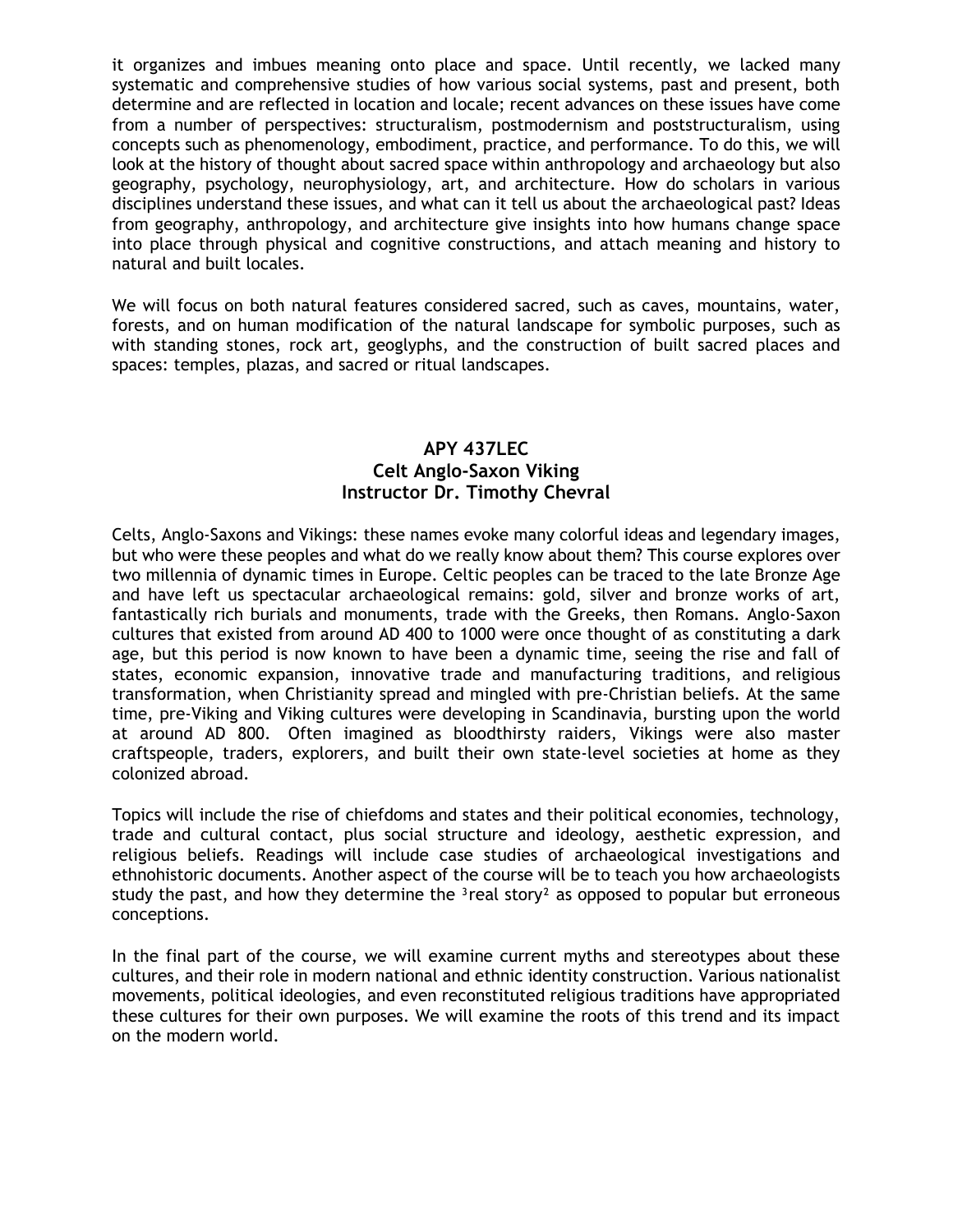it organizes and imbues meaning onto place and space. Until recently, we lacked many systematic and comprehensive studies of how various social systems, past and present, both determine and are reflected in location and locale; recent advances on these issues have come from a number of perspectives: structuralism, postmodernism and poststructuralism, using concepts such as phenomenology, embodiment, practice, and performance. To do this, we will look at the history of thought about sacred space within anthropology and archaeology but also geography, psychology, neurophysiology, art, and architecture. How do scholars in various disciplines understand these issues, and what can it tell us about the archaeological past? Ideas from geography, anthropology, and architecture give insights into how humans change space into place through physical and cognitive constructions, and attach meaning and history to natural and built locales.

We will focus on both natural features considered sacred, such as caves, mountains, water, forests, and on human modification of the natural landscape for symbolic purposes, such as with standing stones, rock art, geoglyphs, and the construction of built sacred places and spaces: temples, plazas, and sacred or ritual landscapes.

## APY 437LEC
## Celt Anglo-Saxon Viking
## Instructor Dr. Timothy Chevral

Celts, Anglo-Saxons and Vikings: these names evoke many colorful ideas and legendary images, but who were these peoples and what do we really know about them? This course explores over two millennia of dynamic times in Europe. Celtic peoples can be traced to the late Bronze Age and have left us spectacular archaeological remains: gold, silver and bronze works of art, fantastically rich burials and monuments, trade with the Greeks, then Romans. Anglo-Saxon cultures that existed from around AD 400 to 1000 were once thought of as constituting a dark age, but this period is now known to have been a dynamic time, seeing the rise and fall of states, economic expansion, innovative trade and manufacturing traditions, and religious transformation, when Christianity spread and mingled with pre-Christian beliefs. At the same time, pre-Viking and Viking cultures were developing in Scandinavia, bursting upon the world at around AD 800. Often imagined as bloodthirsty raiders, Vikings were also master craftspeople, traders, explorers, and built their own state-level societies at home as they colonized abroad.

Topics will include the rise of chiefdoms and states and their political economies, technology, trade and cultural contact, plus social structure and ideology, aesthetic expression, and religious beliefs. Readings will include case studies of archaeological investigations and ethnohistoric documents. Another aspect of the course will be to teach you how archaeologists study the past, and how they determine the ³real story² as opposed to popular but erroneous conceptions.

In the final part of the course, we will examine current myths and stereotypes about these cultures, and their role in modern national and ethnic identity construction. Various nationalist movements, political ideologies, and even reconstituted religious traditions have appropriated these cultures for their own purposes. We will examine the roots of this trend and its impact on the modern world.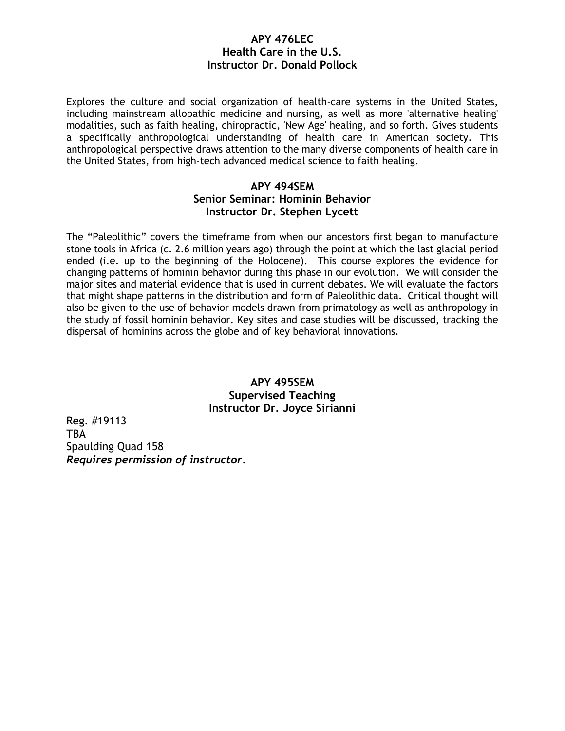**APY 476LEC**
**Health Care in the U.S.**
**Instructor Dr. Donald Pollock**

Explores the culture and social organization of health-care systems in the United States, including mainstream allopathic medicine and nursing, as well as more 'alternative healing' modalities, such as faith healing, chiropractic, 'New Age' healing, and so forth. Gives students a specifically anthropological understanding of health care in American society. This anthropological perspective draws attention to the many diverse components of health care in the United States, from high-tech advanced medical science to faith healing.

**APY 494SEM**
**Senior Seminar: Hominin Behavior**
**Instructor Dr. Stephen Lycett**

The "Paleolithic" covers the timeframe from when our ancestors first began to manufacture stone tools in Africa (c. 2.6 million years ago) through the point at which the last glacial period ended (i.e. up to the beginning of the Holocene). This course explores the evidence for changing patterns of hominin behavior during this phase in our evolution. We will consider the major sites and material evidence that is used in current debates. We will evaluate the factors that might shape patterns in the distribution and form of Paleolithic data. Critical thought will also be given to the use of behavior models drawn from primatology as well as anthropology in the study of fossil hominin behavior. Key sites and case studies will be discussed, tracking the dispersal of hominins across the globe and of key behavioral innovations.

**APY 495SEM**
**Supervised Teaching**
**Instructor Dr. Joyce Sirianni**

Reg. #19113
TBA
Spaulding Quad 158
***Requires permission of instructor.***